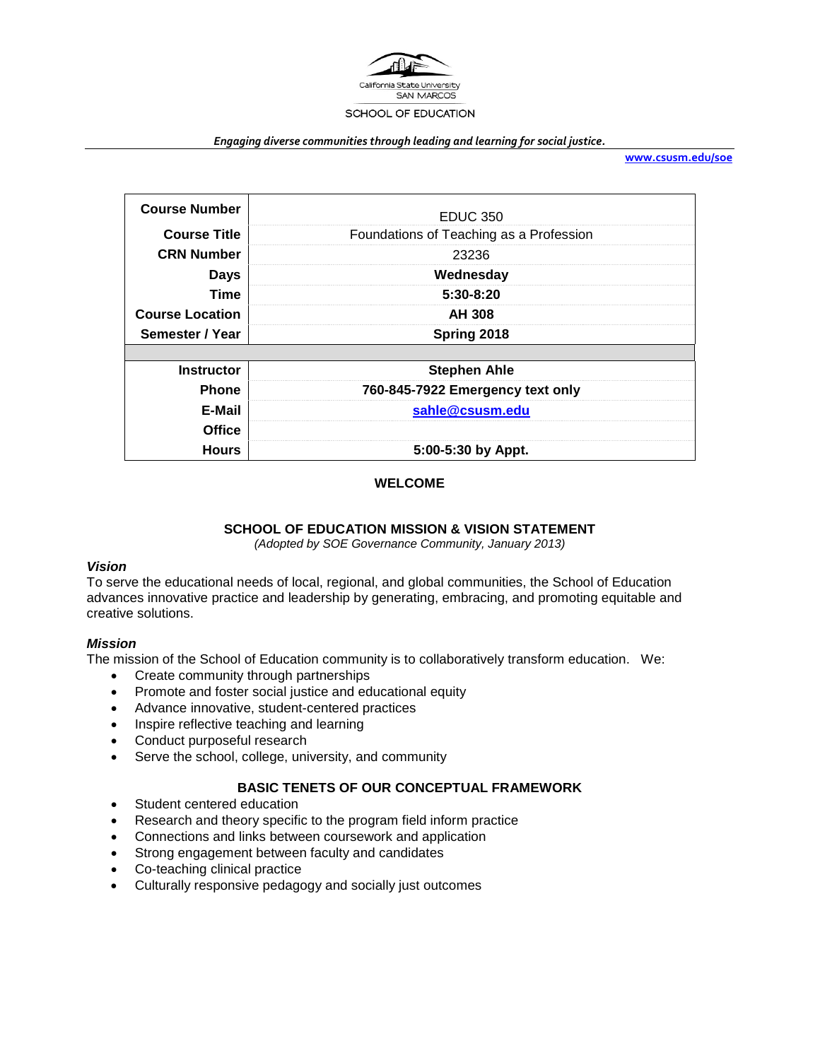California State University SAN MARCOS

SCHOOL OF EDUCATION

*Engaging diverse communities through leading and learning for social justice.*

www.csusm.edu/soe

| | |
|---|---|
| **Course Number** | EDUC 350 |
| **Course Title** | Foundations of Teaching as a Profession |
| **CRN Number** | 23236 |
| **Days** | **Wednesday** |
| **Time** | **5:30-8:20** |
| **Course Location** | **AH 308** |
| **Semester / Year** | **Spring 2018** |
| | |
| **Instructor** | **Stephen Ahle** |
| **Phone** | **760-845-7922 Emergency text only** |
| **E-Mail** | **sahle@csusm.edu** |
| **Office** | |
| **Hours** | **5:00-5:30 by Appt.** |

## WELCOME

## SCHOOL OF EDUCATION MISSION & VISION STATEMENT

*(Adopted by SOE Governance Community, January 2013)*

### *Vision*

To serve the educational needs of local, regional, and global communities, the School of Education advances innovative practice and leadership by generating, embracing, and promoting equitable and creative solutions.

### *Mission*

The mission of the School of Education community is to collaboratively transform education. We:

- Create community through partnerships
- Promote and foster social justice and educational equity
- Advance innovative, student-centered practices
- Inspire reflective teaching and learning
- Conduct purposeful research
- Serve the school, college, university, and community

## BASIC TENETS OF OUR CONCEPTUAL FRAMEWORK

- Student centered education
- Research and theory specific to the program field inform practice
- Connections and links between coursework and application
- Strong engagement between faculty and candidates
- Co-teaching clinical practice
- Culturally responsive pedagogy and socially just outcomes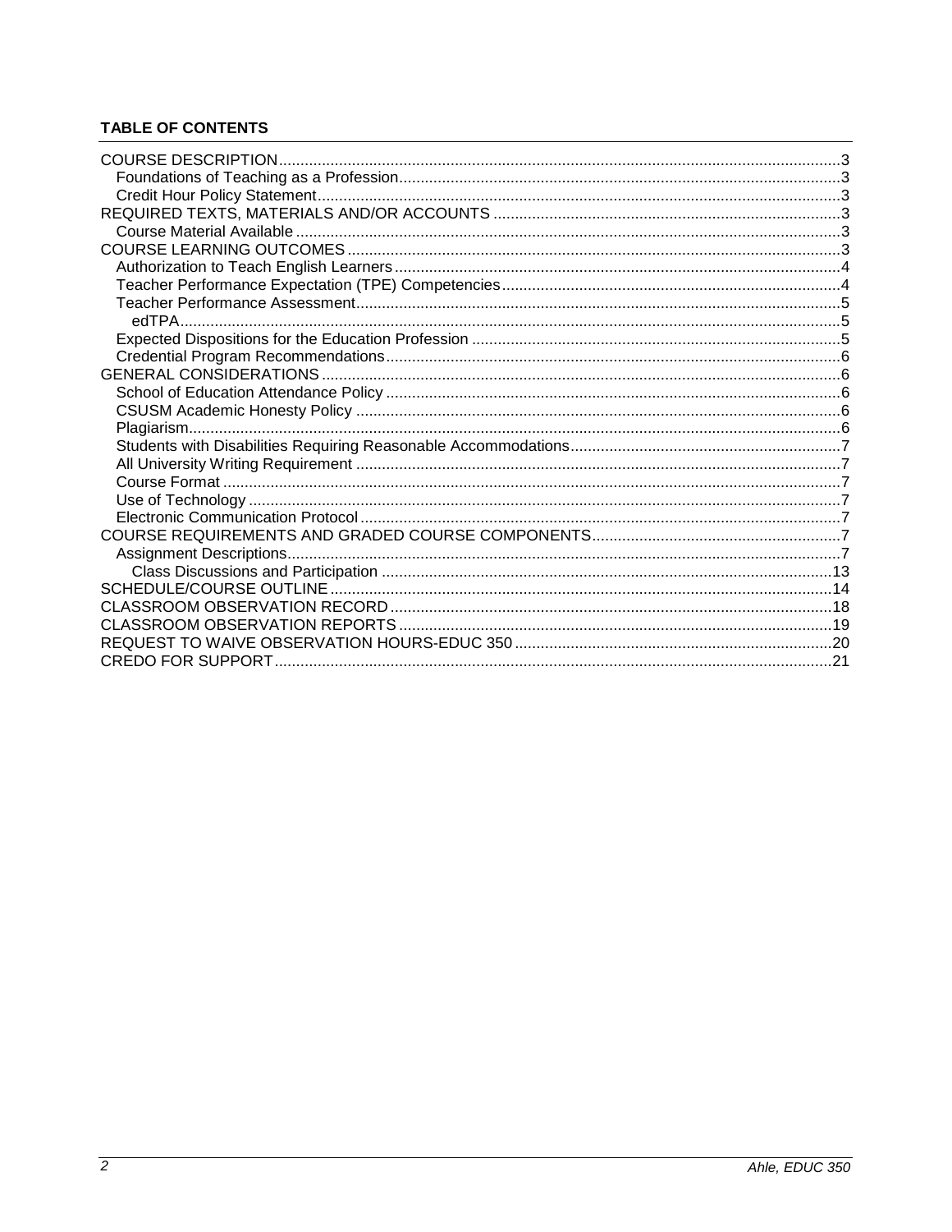**TABLE OF CONTENTS**

- COURSE DESCRIPTION ... 3
  - Foundations of Teaching as a Profession ... 3
  - Credit Hour Policy Statement ... 3
- REQUIRED TEXTS, MATERIALS AND/OR ACCOUNTS ... 3
  - Course Material Available ... 3
- COURSE LEARNING OUTCOMES ... 3
  - Authorization to Teach English Learners ... 4
  - Teacher Performance Expectation (TPE) Competencies ... 4
  - Teacher Performance Assessment ... 5
    - edTPA ... 5
  - Expected Dispositions for the Education Profession ... 5
  - Credential Program Recommendations ... 6
- GENERAL CONSIDERATIONS ... 6
  - School of Education Attendance Policy ... 6
  - CSUSM Academic Honesty Policy ... 6
  - Plagiarism ... 6
  - Students with Disabilities Requiring Reasonable Accommodations ... 7
  - All University Writing Requirement ... 7
  - Course Format ... 7
  - Use of Technology ... 7
  - Electronic Communication Protocol ... 7
- COURSE REQUIREMENTS AND GRADED COURSE COMPONENTS ... 7
  - Assignment Descriptions ... 7
    - Class Discussions and Participation ... 13
- SCHEDULE/COURSE OUTLINE ... 14
- CLASSROOM OBSERVATION RECORD ... 18
- CLASSROOM OBSERVATION REPORTS ... 19
- REQUEST TO WAIVE OBSERVATION HOURS-EDUC 350 ... 20
- CREDO FOR SUPPORT ... 21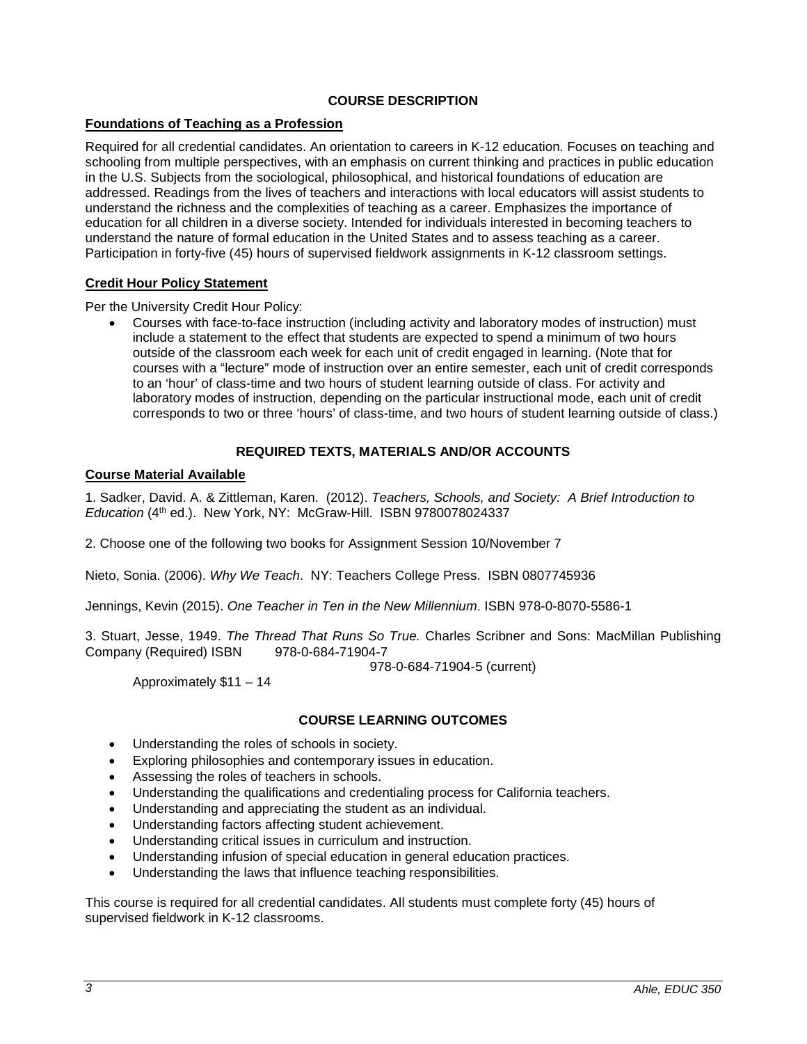## COURSE DESCRIPTION

### Foundations of Teaching as a Profession

Required for all credential candidates. An orientation to careers in K-12 education. Focuses on teaching and schooling from multiple perspectives, with an emphasis on current thinking and practices in public education in the U.S. Subjects from the sociological, philosophical, and historical foundations of education are addressed. Readings from the lives of teachers and interactions with local educators will assist students to understand the richness and the complexities of teaching as a career. Emphasizes the importance of education for all children in a diverse society. Intended for individuals interested in becoming teachers to understand the nature of formal education in the United States and to assess teaching as a career. Participation in forty-five (45) hours of supervised fieldwork assignments in K-12 classroom settings.

### Credit Hour Policy Statement

Per the University Credit Hour Policy:

- Courses with face-to-face instruction (including activity and laboratory modes of instruction) must include a statement to the effect that students are expected to spend a minimum of two hours outside of the classroom each week for each unit of credit engaged in learning. (Note that for courses with a "lecture" mode of instruction over an entire semester, each unit of credit corresponds to an 'hour' of class-time and two hours of student learning outside of class. For activity and laboratory modes of instruction, depending on the particular instructional mode, each unit of credit corresponds to two or three 'hours' of class-time, and two hours of student learning outside of class.)

## REQUIRED TEXTS, MATERIALS AND/OR ACCOUNTS

### Course Material Available

1. Sadker, David. A. & Zittleman, Karen. (2012). *Teachers, Schools, and Society: A Brief Introduction to Education* (4th ed.). New York, NY: McGraw-Hill. ISBN 9780078024337

2. Choose one of the following two books for Assignment Session 10/November 7

Nieto, Sonia. (2006). *Why We Teach*. NY: Teachers College Press. ISBN 0807745936

Jennings, Kevin (2015). *One Teacher in Ten in the New Millennium*. ISBN 978-0-8070-5586-1

3. Stuart, Jesse, 1949. *The Thread That Runs So True.* Charles Scribner and Sons: MacMillan Publishing Company (Required) ISBN 978-0-684-71904-7
978-0-684-71904-5 (current)

Approximately $11 – 14

## COURSE LEARNING OUTCOMES

- Understanding the roles of schools in society.
- Exploring philosophies and contemporary issues in education.
- Assessing the roles of teachers in schools.
- Understanding the qualifications and credentialing process for California teachers.
- Understanding and appreciating the student as an individual.
- Understanding factors affecting student achievement.
- Understanding critical issues in curriculum and instruction.
- Understanding infusion of special education in general education practices.
- Understanding the laws that influence teaching responsibilities.

This course is required for all credential candidates. All students must complete forty (45) hours of supervised fieldwork in K-12 classrooms.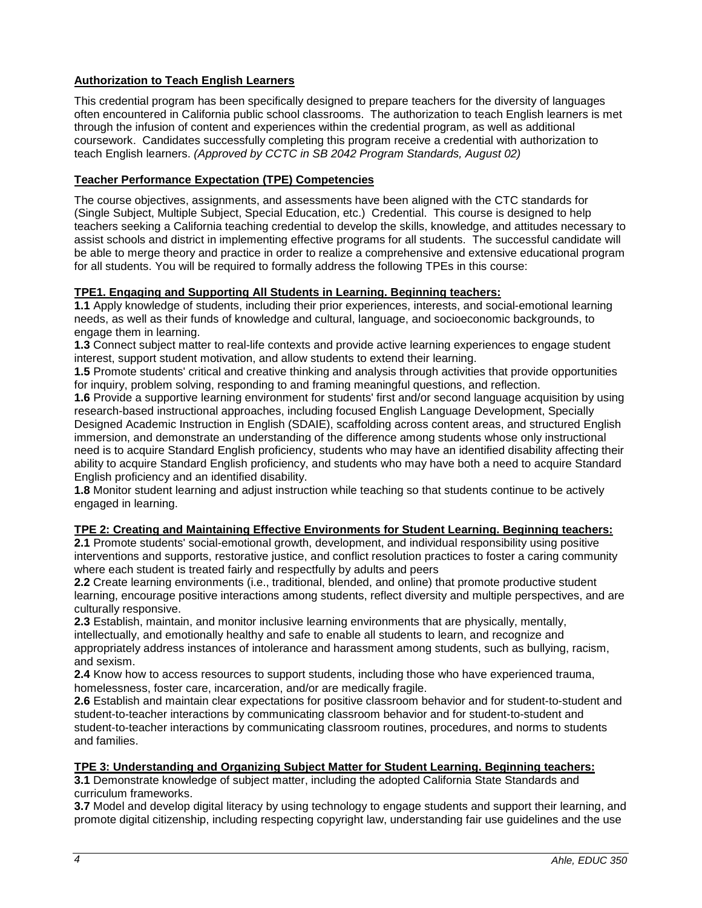## Authorization to Teach English Learners

This credential program has been specifically designed to prepare teachers for the diversity of languages often encountered in California public school classrooms. The authorization to teach English learners is met through the infusion of content and experiences within the credential program, as well as additional coursework. Candidates successfully completing this program receive a credential with authorization to teach English learners. *(Approved by CCTC in SB 2042 Program Standards, August 02)*

## Teacher Performance Expectation (TPE) Competencies

The course objectives, assignments, and assessments have been aligned with the CTC standards for (Single Subject, Multiple Subject, Special Education, etc.) Credential. This course is designed to help teachers seeking a California teaching credential to develop the skills, knowledge, and attitudes necessary to assist schools and district in implementing effective programs for all students. The successful candidate will be able to merge theory and practice in order to realize a comprehensive and extensive educational program for all students. You will be required to formally address the following TPEs in this course:

### TPE1. Engaging and Supporting All Students in Learning. Beginning teachers:

**1.1** Apply knowledge of students, including their prior experiences, interests, and social-emotional learning needs, as well as their funds of knowledge and cultural, language, and socioeconomic backgrounds, to engage them in learning.

**1.3** Connect subject matter to real-life contexts and provide active learning experiences to engage student interest, support student motivation, and allow students to extend their learning.

**1.5** Promote students' critical and creative thinking and analysis through activities that provide opportunities for inquiry, problem solving, responding to and framing meaningful questions, and reflection.

**1.6** Provide a supportive learning environment for students' first and/or second language acquisition by using research-based instructional approaches, including focused English Language Development, Specially Designed Academic Instruction in English (SDAIE), scaffolding across content areas, and structured English immersion, and demonstrate an understanding of the difference among students whose only instructional need is to acquire Standard English proficiency, students who may have an identified disability affecting their ability to acquire Standard English proficiency, and students who may have both a need to acquire Standard English proficiency and an identified disability.

**1.8** Monitor student learning and adjust instruction while teaching so that students continue to be actively engaged in learning.

### TPE 2: Creating and Maintaining Effective Environments for Student Learning. Beginning teachers:

**2.1** Promote students' social-emotional growth, development, and individual responsibility using positive interventions and supports, restorative justice, and conflict resolution practices to foster a caring community where each student is treated fairly and respectfully by adults and peers

**2.2** Create learning environments (i.e., traditional, blended, and online) that promote productive student learning, encourage positive interactions among students, reflect diversity and multiple perspectives, and are culturally responsive.

**2.3** Establish, maintain, and monitor inclusive learning environments that are physically, mentally, intellectually, and emotionally healthy and safe to enable all students to learn, and recognize and appropriately address instances of intolerance and harassment among students, such as bullying, racism, and sexism.

**2.4** Know how to access resources to support students, including those who have experienced trauma, homelessness, foster care, incarceration, and/or are medically fragile.

**2.6** Establish and maintain clear expectations for positive classroom behavior and for student-to-student and student-to-teacher interactions by communicating classroom behavior and for student-to-student and student-to-teacher interactions by communicating classroom routines, procedures, and norms to students and families.

### TPE 3: Understanding and Organizing Subject Matter for Student Learning. Beginning teachers:

**3.1** Demonstrate knowledge of subject matter, including the adopted California State Standards and curriculum frameworks.

**3.7** Model and develop digital literacy by using technology to engage students and support their learning, and promote digital citizenship, including respecting copyright law, understanding fair use guidelines and the use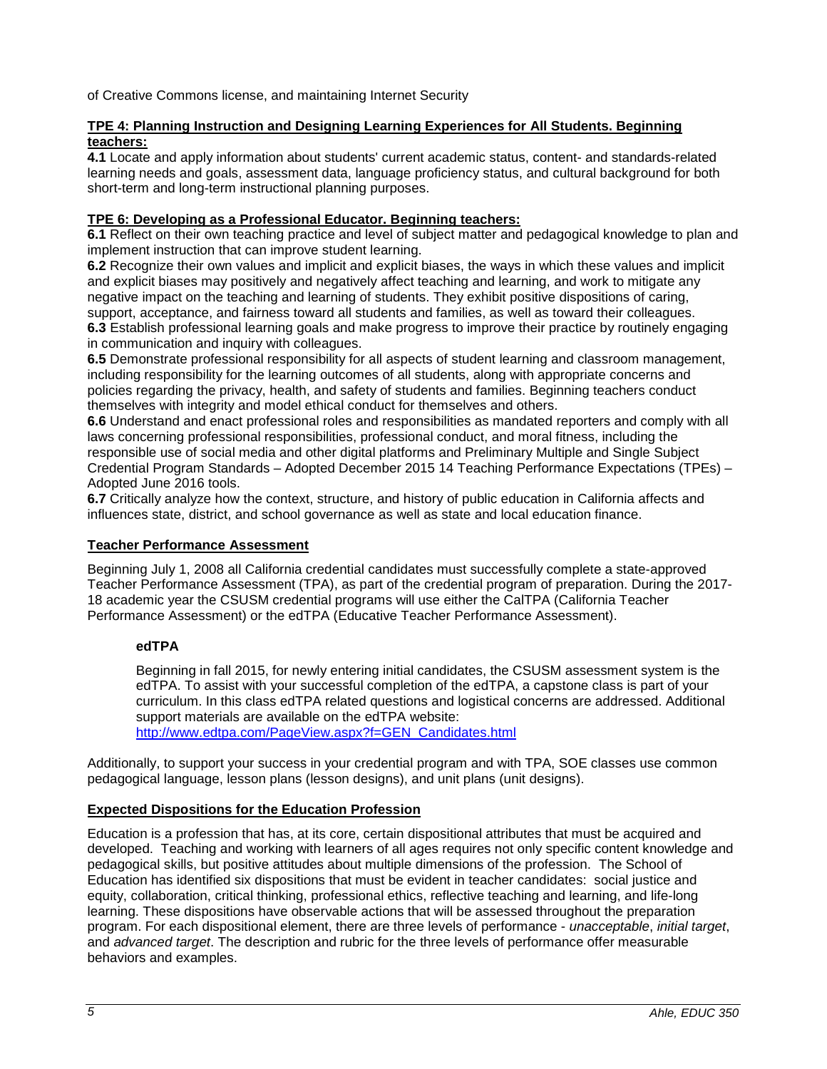of Creative Commons license, and maintaining Internet Security

**TPE 4: Planning Instruction and Designing Learning Experiences for All Students. Beginning teachers:**

**4.1** Locate and apply information about students' current academic status, content- and standards-related learning needs and goals, assessment data, language proficiency status, and cultural background for both short-term and long-term instructional planning purposes.

**TPE 6: Developing as a Professional Educator. Beginning teachers:**

**6.1** Reflect on their own teaching practice and level of subject matter and pedagogical knowledge to plan and implement instruction that can improve student learning.

**6.2** Recognize their own values and implicit and explicit biases, the ways in which these values and implicit and explicit biases may positively and negatively affect teaching and learning, and work to mitigate any negative impact on the teaching and learning of students. They exhibit positive dispositions of caring, support, acceptance, and fairness toward all students and families, as well as toward their colleagues.

**6.3** Establish professional learning goals and make progress to improve their practice by routinely engaging in communication and inquiry with colleagues.

**6.5** Demonstrate professional responsibility for all aspects of student learning and classroom management, including responsibility for the learning outcomes of all students, along with appropriate concerns and policies regarding the privacy, health, and safety of students and families. Beginning teachers conduct themselves with integrity and model ethical conduct for themselves and others.

**6.6** Understand and enact professional roles and responsibilities as mandated reporters and comply with all laws concerning professional responsibilities, professional conduct, and moral fitness, including the responsible use of social media and other digital platforms and Preliminary Multiple and Single Subject Credential Program Standards – Adopted December 2015 14 Teaching Performance Expectations (TPEs) – Adopted June 2016 tools.

**6.7** Critically analyze how the context, structure, and history of public education in California affects and influences state, district, and school governance as well as state and local education finance.

**Teacher Performance Assessment**

Beginning July 1, 2008 all California credential candidates must successfully complete a state-approved Teacher Performance Assessment (TPA), as part of the credential program of preparation. During the 2017-18 academic year the CSUSM credential programs will use either the CalTPA (California Teacher Performance Assessment) or the edTPA (Educative Teacher Performance Assessment).

**edTPA**

Beginning in fall 2015, for newly entering initial candidates, the CSUSM assessment system is the edTPA. To assist with your successful completion of the edTPA, a capstone class is part of your curriculum. In this class edTPA related questions and logistical concerns are addressed. Additional support materials are available on the edTPA website: [http://www.edtpa.com/PageView.aspx?f=GEN_Candidates.html](http://www.edtpa.com/PageView.aspx?f=GEN_Candidates.html)

Additionally, to support your success in your credential program and with TPA, SOE classes use common pedagogical language, lesson plans (lesson designs), and unit plans (unit designs).

**Expected Dispositions for the Education Profession**

Education is a profession that has, at its core, certain dispositional attributes that must be acquired and developed. Teaching and working with learners of all ages requires not only specific content knowledge and pedagogical skills, but positive attitudes about multiple dimensions of the profession. The School of Education has identified six dispositions that must be evident in teacher candidates: social justice and equity, collaboration, critical thinking, professional ethics, reflective teaching and learning, and life-long learning. These dispositions have observable actions that will be assessed throughout the preparation program. For each dispositional element, there are three levels of performance - *unacceptable*, *initial target*, and *advanced target*. The description and rubric for the three levels of performance offer measurable behaviors and examples.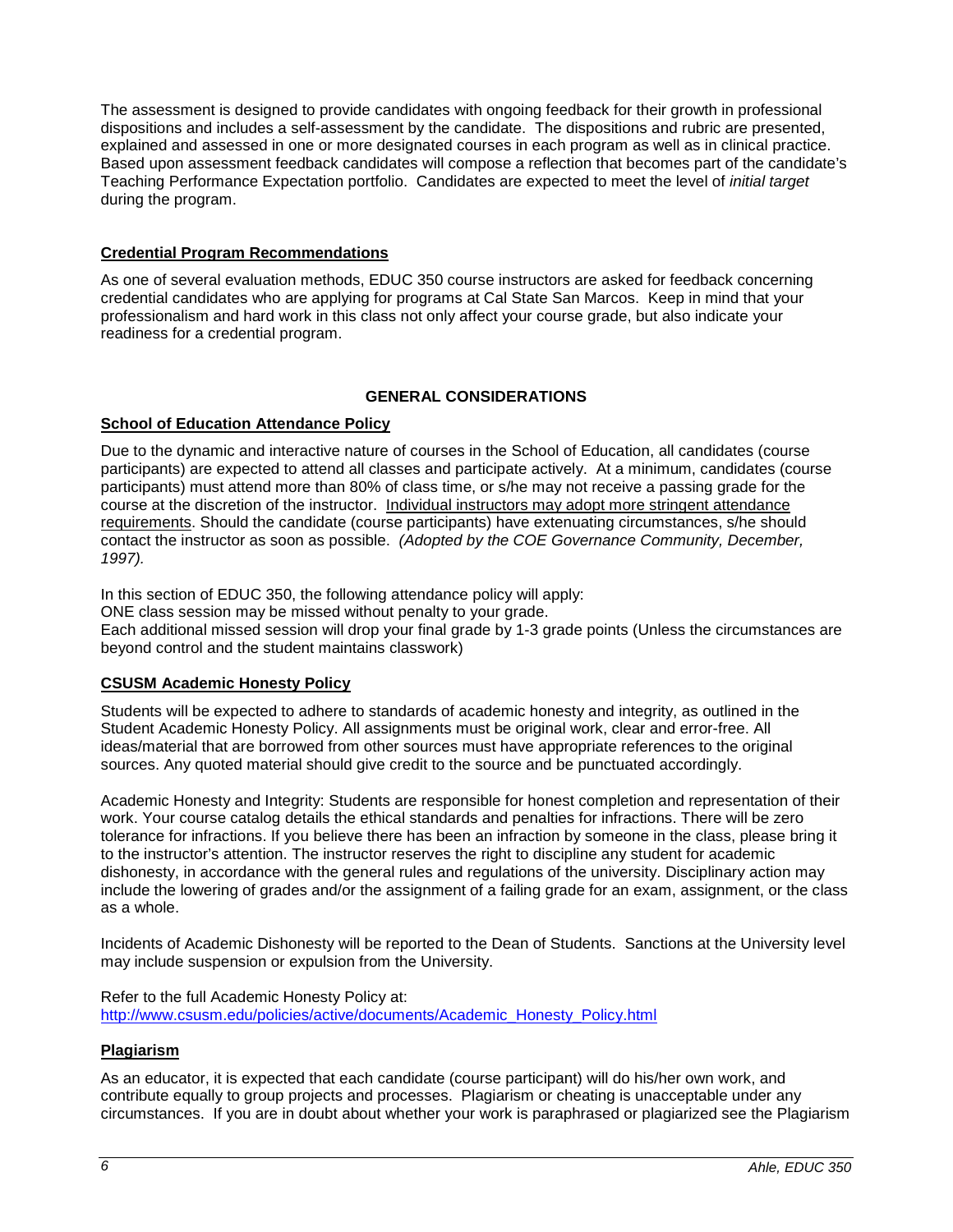The assessment is designed to provide candidates with ongoing feedback for their growth in professional dispositions and includes a self-assessment by the candidate. The dispositions and rubric are presented, explained and assessed in one or more designated courses in each program as well as in clinical practice. Based upon assessment feedback candidates will compose a reflection that becomes part of the candidate's Teaching Performance Expectation portfolio. Candidates are expected to meet the level of *initial target* during the program.

### Credential Program Recommendations

As one of several evaluation methods, EDUC 350 course instructors are asked for feedback concerning credential candidates who are applying for programs at Cal State San Marcos. Keep in mind that your professionalism and hard work in this class not only affect your course grade, but also indicate your readiness for a credential program.

## GENERAL CONSIDERATIONS

### School of Education Attendance Policy

Due to the dynamic and interactive nature of courses in the School of Education, all candidates (course participants) are expected to attend all classes and participate actively. At a minimum, candidates (course participants) must attend more than 80% of class time, or s/he may not receive a passing grade for the course at the discretion of the instructor. Individual instructors may adopt more stringent attendance requirements. Should the candidate (course participants) have extenuating circumstances, s/he should contact the instructor as soon as possible. *(Adopted by the COE Governance Community, December, 1997).*

In this section of EDUC 350, the following attendance policy will apply:
ONE class session may be missed without penalty to your grade.
Each additional missed session will drop your final grade by 1-3 grade points (Unless the circumstances are beyond control and the student maintains classwork)

### CSUSM Academic Honesty Policy

Students will be expected to adhere to standards of academic honesty and integrity, as outlined in the Student Academic Honesty Policy. All assignments must be original work, clear and error-free. All ideas/material that are borrowed from other sources must have appropriate references to the original sources. Any quoted material should give credit to the source and be punctuated accordingly.

Academic Honesty and Integrity: Students are responsible for honest completion and representation of their work. Your course catalog details the ethical standards and penalties for infractions. There will be zero tolerance for infractions. If you believe there has been an infraction by someone in the class, please bring it to the instructor's attention. The instructor reserves the right to discipline any student for academic dishonesty, in accordance with the general rules and regulations of the university. Disciplinary action may include the lowering of grades and/or the assignment of a failing grade for an exam, assignment, or the class as a whole.

Incidents of Academic Dishonesty will be reported to the Dean of Students. Sanctions at the University level may include suspension or expulsion from the University.

Refer to the full Academic Honesty Policy at:
http://www.csusm.edu/policies/active/documents/Academic_Honesty_Policy.html

### Plagiarism

As an educator, it is expected that each candidate (course participant) will do his/her own work, and contribute equally to group projects and processes. Plagiarism or cheating is unacceptable under any circumstances. If you are in doubt about whether your work is paraphrased or plagiarized see the Plagiarism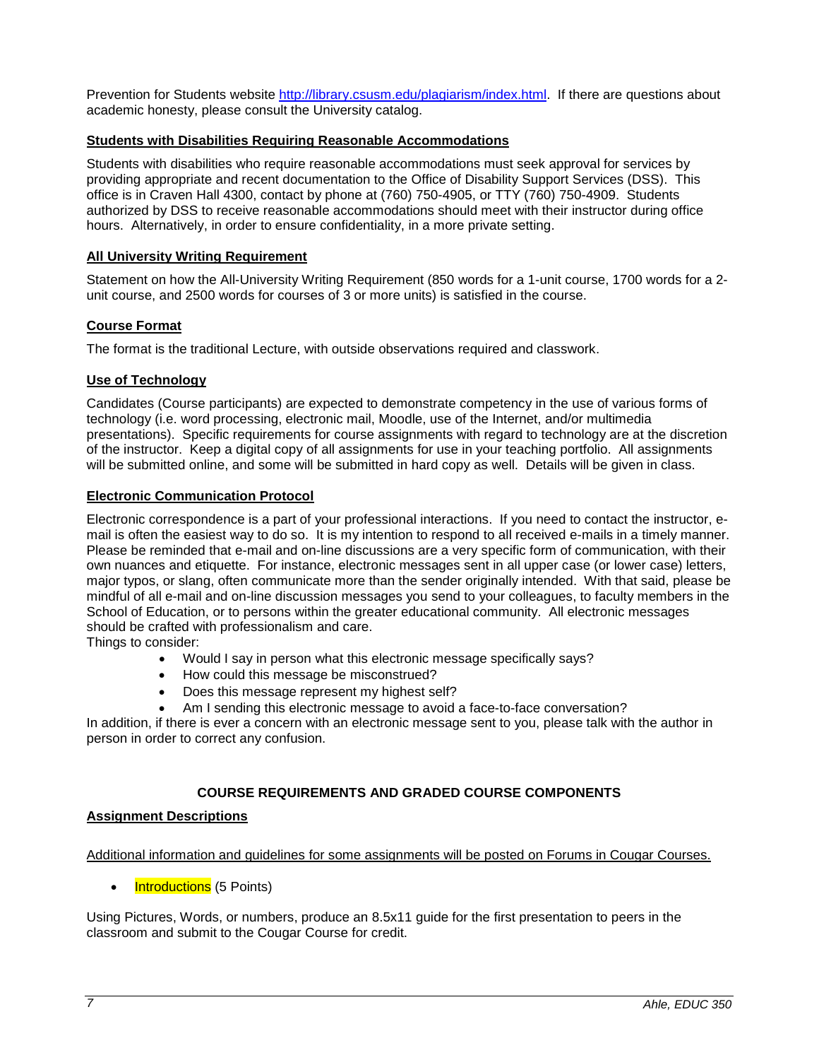Prevention for Students website http://library.csusm.edu/plagiarism/index.html. If there are questions about academic honesty, please consult the University catalog.

### Students with Disabilities Requiring Reasonable Accommodations

Students with disabilities who require reasonable accommodations must seek approval for services by providing appropriate and recent documentation to the Office of Disability Support Services (DSS). This office is in Craven Hall 4300, contact by phone at (760) 750-4905, or TTY (760) 750-4909. Students authorized by DSS to receive reasonable accommodations should meet with their instructor during office hours. Alternatively, in order to ensure confidentiality, in a more private setting.

### All University Writing Requirement

Statement on how the All-University Writing Requirement (850 words for a 1-unit course, 1700 words for a 2-unit course, and 2500 words for courses of 3 or more units) is satisfied in the course.

### Course Format

The format is the traditional Lecture, with outside observations required and classwork.

### Use of Technology

Candidates (Course participants) are expected to demonstrate competency in the use of various forms of technology (i.e. word processing, electronic mail, Moodle, use of the Internet, and/or multimedia presentations). Specific requirements for course assignments with regard to technology are at the discretion of the instructor. Keep a digital copy of all assignments for use in your teaching portfolio. All assignments will be submitted online, and some will be submitted in hard copy as well. Details will be given in class.

### Electronic Communication Protocol

Electronic correspondence is a part of your professional interactions. If you need to contact the instructor, e-mail is often the easiest way to do so. It is my intention to respond to all received e-mails in a timely manner. Please be reminded that e-mail and on-line discussions are a very specific form of communication, with their own nuances and etiquette. For instance, electronic messages sent in all upper case (or lower case) letters, major typos, or slang, often communicate more than the sender originally intended. With that said, please be mindful of all e-mail and on-line discussion messages you send to your colleagues, to faculty members in the School of Education, or to persons within the greater educational community. All electronic messages should be crafted with professionalism and care.
Things to consider:

- Would I say in person what this electronic message specifically says?
- How could this message be misconstrued?
- Does this message represent my highest self?
- Am I sending this electronic message to avoid a face-to-face conversation?

In addition, if there is ever a concern with an electronic message sent to you, please talk with the author in person in order to correct any confusion.

## COURSE REQUIREMENTS AND GRADED COURSE COMPONENTS

### Assignment Descriptions

Additional information and guidelines for some assignments will be posted on Forums in Cougar Courses.

- Introductions (5 Points)

Using Pictures, Words, or numbers, produce an 8.5x11 guide for the first presentation to peers in the classroom and submit to the Cougar Course for credit.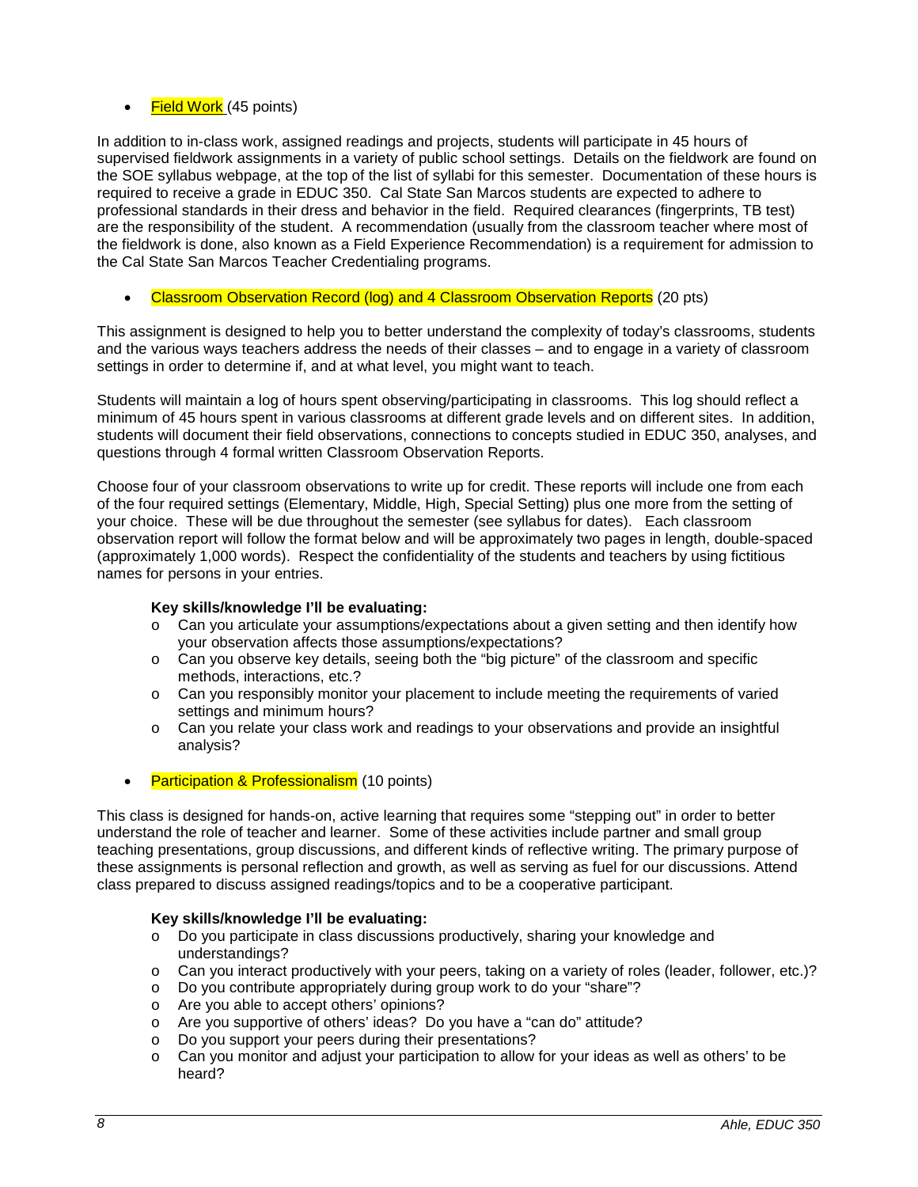- Field Work (45 points)

In addition to in-class work, assigned readings and projects, students will participate in 45 hours of supervised fieldwork assignments in a variety of public school settings. Details on the fieldwork are found on the SOE syllabus webpage, at the top of the list of syllabi for this semester. Documentation of these hours is required to receive a grade in EDUC 350. Cal State San Marcos students are expected to adhere to professional standards in their dress and behavior in the field. Required clearances (fingerprints, TB test) are the responsibility of the student. A recommendation (usually from the classroom teacher where most of the fieldwork is done, also known as a Field Experience Recommendation) is a requirement for admission to the Cal State San Marcos Teacher Credentialing programs.

- Classroom Observation Record (log) and 4 Classroom Observation Reports (20 pts)

This assignment is designed to help you to better understand the complexity of today's classrooms, students and the various ways teachers address the needs of their classes – and to engage in a variety of classroom settings in order to determine if, and at what level, you might want to teach.

Students will maintain a log of hours spent observing/participating in classrooms. This log should reflect a minimum of 45 hours spent in various classrooms at different grade levels and on different sites. In addition, students will document their field observations, connections to concepts studied in EDUC 350, analyses, and questions through 4 formal written Classroom Observation Reports.

Choose four of your classroom observations to write up for credit. These reports will include one from each of the four required settings (Elementary, Middle, High, Special Setting) plus one more from the setting of your choice. These will be due throughout the semester (see syllabus for dates). Each classroom observation report will follow the format below and will be approximately two pages in length, double-spaced (approximately 1,000 words). Respect the confidentiality of the students and teachers by using fictitious names for persons in your entries.

**Key skills/knowledge I'll be evaluating:**

- Can you articulate your assumptions/expectations about a given setting and then identify how your observation affects those assumptions/expectations?
- Can you observe key details, seeing both the "big picture" of the classroom and specific methods, interactions, etc.?
- Can you responsibly monitor your placement to include meeting the requirements of varied settings and minimum hours?
- Can you relate your class work and readings to your observations and provide an insightful analysis?

- Participation & Professionalism (10 points)

This class is designed for hands-on, active learning that requires some "stepping out" in order to better understand the role of teacher and learner. Some of these activities include partner and small group teaching presentations, group discussions, and different kinds of reflective writing. The primary purpose of these assignments is personal reflection and growth, as well as serving as fuel for our discussions. Attend class prepared to discuss assigned readings/topics and to be a cooperative participant.

**Key skills/knowledge I'll be evaluating:**

- Do you participate in class discussions productively, sharing your knowledge and understandings?
- Can you interact productively with your peers, taking on a variety of roles (leader, follower, etc.)?
- Do you contribute appropriately during group work to do your "share"?
- Are you able to accept others' opinions?
- Are you supportive of others' ideas? Do you have a "can do" attitude?
- Do you support your peers during their presentations?
- Can you monitor and adjust your participation to allow for your ideas as well as others' to be heard?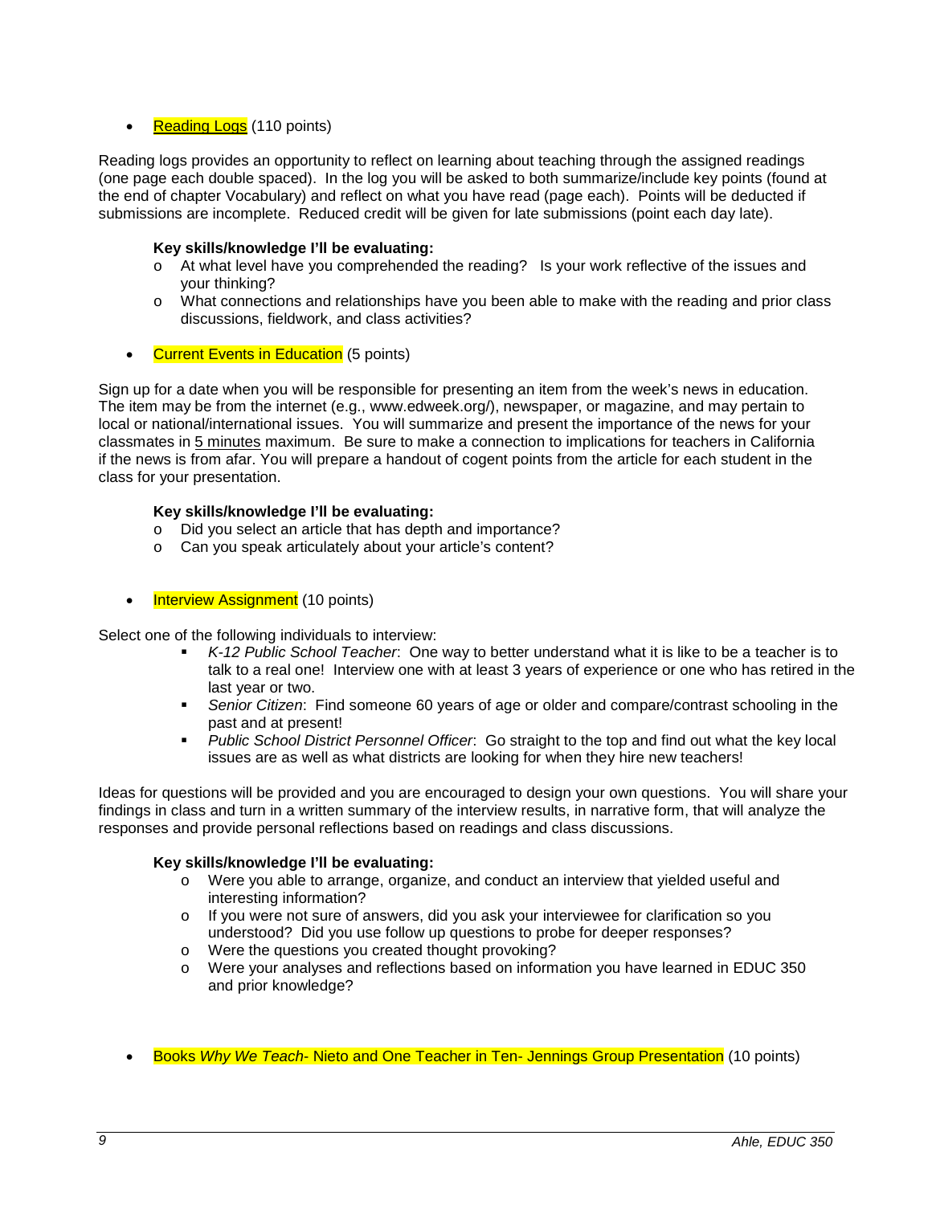- Reading Logs (110 points)

Reading logs provides an opportunity to reflect on learning about teaching through the assigned readings (one page each double spaced). In the log you will be asked to both summarize/include key points (found at the end of chapter Vocabulary) and reflect on what you have read (page each). Points will be deducted if submissions are incomplete. Reduced credit will be given for late submissions (point each day late).

**Key skills/knowledge I'll be evaluating:**

- At what level have you comprehended the reading? Is your work reflective of the issues and your thinking?
- What connections and relationships have you been able to make with the reading and prior class discussions, fieldwork, and class activities?

- Current Events in Education (5 points)

Sign up for a date when you will be responsible for presenting an item from the week's news in education. The item may be from the internet (e.g., www.edweek.org/), newspaper, or magazine, and may pertain to local or national/international issues. You will summarize and present the importance of the news for your classmates in 5 minutes maximum. Be sure to make a connection to implications for teachers in California if the news is from afar. You will prepare a handout of cogent points from the article for each student in the class for your presentation.

**Key skills/knowledge I'll be evaluating:**

- Did you select an article that has depth and importance?
- Can you speak articulately about your article's content?

- Interview Assignment (10 points)

Select one of the following individuals to interview:

- *K-12 Public School Teacher*: One way to better understand what it is like to be a teacher is to talk to a real one! Interview one with at least 3 years of experience or one who has retired in the last year or two.
- *Senior Citizen*: Find someone 60 years of age or older and compare/contrast schooling in the past and at present!
- *Public School District Personnel Officer*: Go straight to the top and find out what the key local issues are as well as what districts are looking for when they hire new teachers!

Ideas for questions will be provided and you are encouraged to design your own questions. You will share your findings in class and turn in a written summary of the interview results, in narrative form, that will analyze the responses and provide personal reflections based on readings and class discussions.

**Key skills/knowledge I'll be evaluating:**

- Were you able to arrange, organize, and conduct an interview that yielded useful and interesting information?
- If you were not sure of answers, did you ask your interviewee for clarification so you understood? Did you use follow up questions to probe for deeper responses?
- Were the questions you created thought provoking?
- Were your analyses and reflections based on information you have learned in EDUC 350 and prior knowledge?

- Books *Why We Teach*- Nieto and One Teacher in Ten- Jennings Group Presentation (10 points)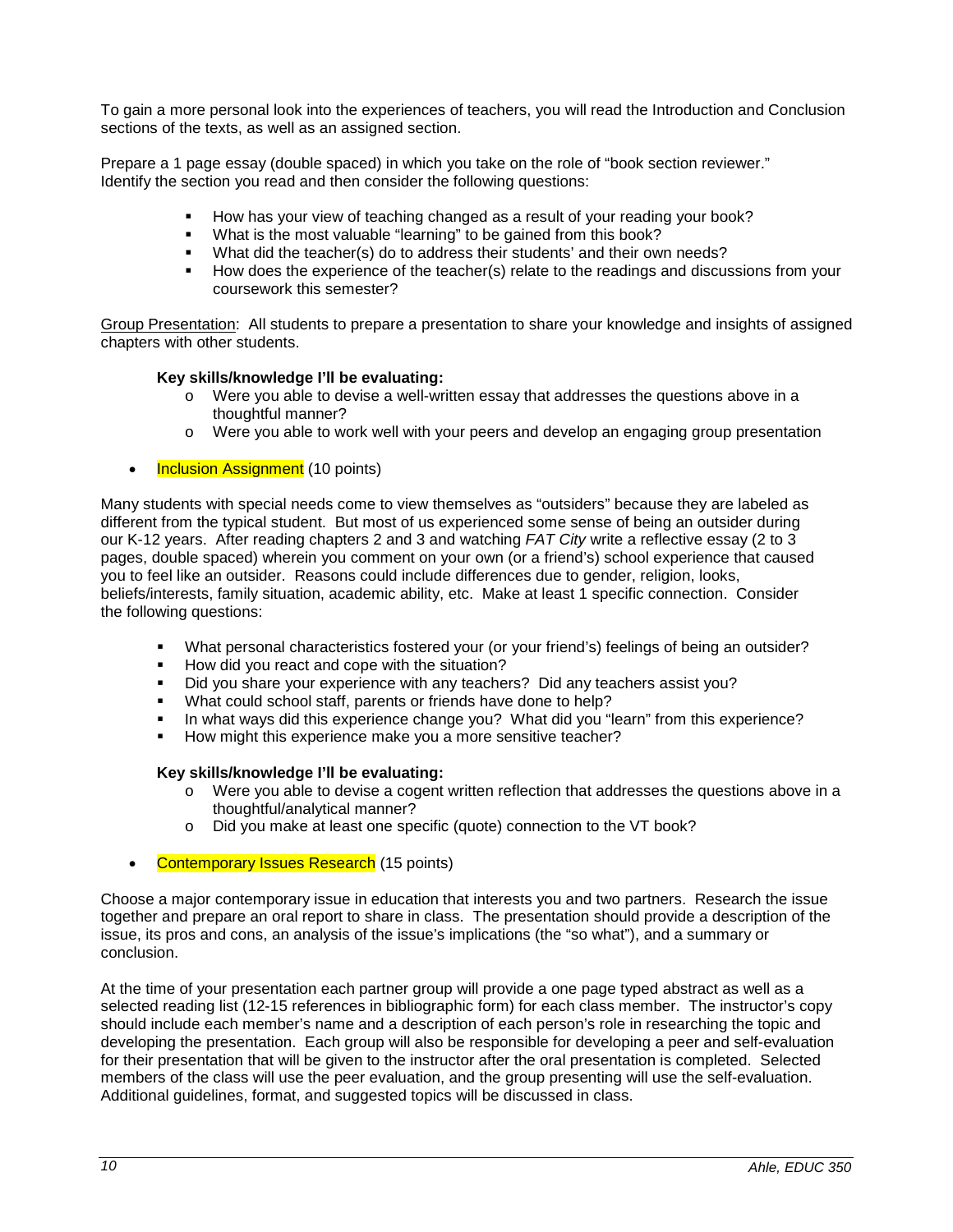To gain a more personal look into the experiences of teachers, you will read the Introduction and Conclusion sections of the texts, as well as an assigned section.

Prepare a 1 page essay (double spaced) in which you take on the role of "book section reviewer." Identify the section you read and then consider the following questions:

- How has your view of teaching changed as a result of your reading your book?
- What is the most valuable "learning" to be gained from this book?
- What did the teacher(s) do to address their students' and their own needs?
- How does the experience of the teacher(s) relate to the readings and discussions from your coursework this semester?

Group Presentation: All students to prepare a presentation to share your knowledge and insights of assigned chapters with other students.

**Key skills/knowledge I'll be evaluating:**

- Were you able to devise a well-written essay that addresses the questions above in a thoughtful manner?
- Were you able to work well with your peers and develop an engaging group presentation

- Inclusion Assignment (10 points)

Many students with special needs come to view themselves as "outsiders" because they are labeled as different from the typical student. But most of us experienced some sense of being an outsider during our K-12 years. After reading chapters 2 and 3 and watching *FAT City* write a reflective essay (2 to 3 pages, double spaced) wherein you comment on your own (or a friend's) school experience that caused you to feel like an outsider. Reasons could include differences due to gender, religion, looks, beliefs/interests, family situation, academic ability, etc. Make at least 1 specific connection. Consider the following questions:

- What personal characteristics fostered your (or your friend's) feelings of being an outsider?
- How did you react and cope with the situation?
- Did you share your experience with any teachers? Did any teachers assist you?
- What could school staff, parents or friends have done to help?
- In what ways did this experience change you? What did you "learn" from this experience?
- How might this experience make you a more sensitive teacher?

**Key skills/knowledge I'll be evaluating:**

- Were you able to devise a cogent written reflection that addresses the questions above in a thoughtful/analytical manner?
- Did you make at least one specific (quote) connection to the VT book?

- Contemporary Issues Research (15 points)

Choose a major contemporary issue in education that interests you and two partners. Research the issue together and prepare an oral report to share in class. The presentation should provide a description of the issue, its pros and cons, an analysis of the issue's implications (the "so what"), and a summary or conclusion.

At the time of your presentation each partner group will provide a one page typed abstract as well as a selected reading list (12-15 references in bibliographic form) for each class member. The instructor's copy should include each member's name and a description of each person's role in researching the topic and developing the presentation. Each group will also be responsible for developing a peer and self-evaluation for their presentation that will be given to the instructor after the oral presentation is completed. Selected members of the class will use the peer evaluation, and the group presenting will use the self-evaluation. Additional guidelines, format, and suggested topics will be discussed in class.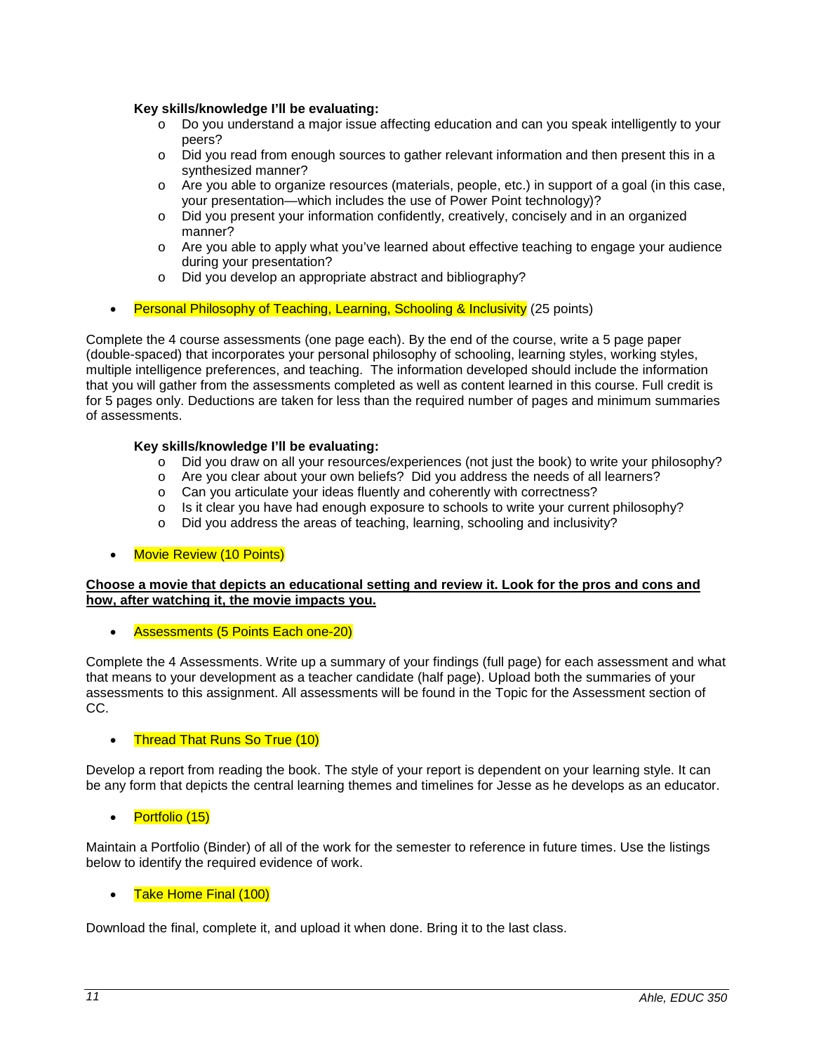**Key skills/knowledge I'll be evaluating:**

- Do you understand a major issue affecting education and can you speak intelligently to your peers?
- Did you read from enough sources to gather relevant information and then present this in a synthesized manner?
- Are you able to organize resources (materials, people, etc.) in support of a goal (in this case, your presentation—which includes the use of Power Point technology)?
- Did you present your information confidently, creatively, concisely and in an organized manner?
- Are you able to apply what you've learned about effective teaching to engage your audience during your presentation?
- Did you develop an appropriate abstract and bibliography?

- Personal Philosophy of Teaching, Learning, Schooling & Inclusivity (25 points)

Complete the 4 course assessments (one page each). By the end of the course, write a 5 page paper (double-spaced) that incorporates your personal philosophy of schooling, learning styles, working styles, multiple intelligence preferences, and teaching. The information developed should include the information that you will gather from the assessments completed as well as content learned in this course. Full credit is for 5 pages only. Deductions are taken for less than the required number of pages and minimum summaries of assessments.

**Key skills/knowledge I'll be evaluating:**

- Did you draw on all your resources/experiences (not just the book) to write your philosophy?
- Are you clear about your own beliefs? Did you address the needs of all learners?
- Can you articulate your ideas fluently and coherently with correctness?
- Is it clear you have had enough exposure to schools to write your current philosophy?
- Did you address the areas of teaching, learning, schooling and inclusivity?

- Movie Review (10 Points)

**Choose a movie that depicts an educational setting and review it. Look for the pros and cons and how, after watching it, the movie impacts you.**

- Assessments (5 Points Each one-20)

Complete the 4 Assessments. Write up a summary of your findings (full page) for each assessment and what that means to your development as a teacher candidate (half page). Upload both the summaries of your assessments to this assignment. All assessments will be found in the Topic for the Assessment section of CC.

- Thread That Runs So True (10)

Develop a report from reading the book. The style of your report is dependent on your learning style. It can be any form that depicts the central learning themes and timelines for Jesse as he develops as an educator.

- Portfolio (15)

Maintain a Portfolio (Binder) of all of the work for the semester to reference in future times. Use the listings below to identify the required evidence of work.

- Take Home Final (100)

Download the final, complete it, and upload it when done. Bring it to the last class.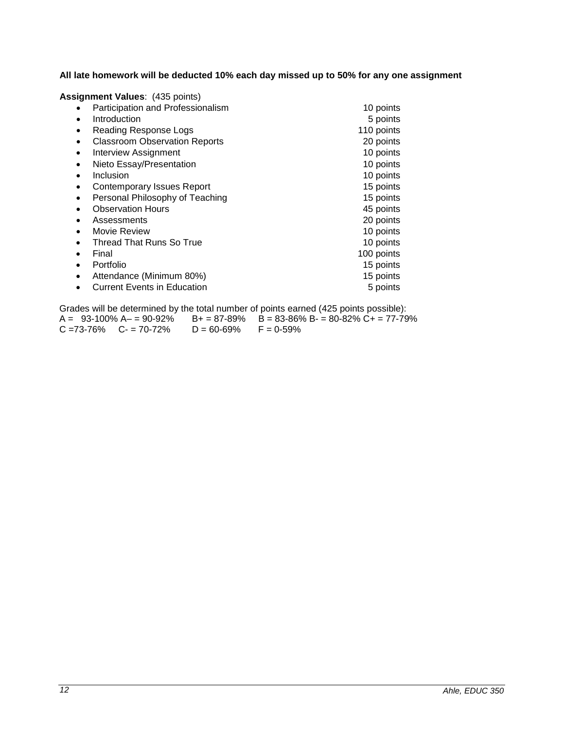**All late homework will be deducted 10% each day missed up to 50% for any one assignment**

**Assignment Values**: (435 points)

- Participation and Professionalism 10 points
- Introduction 5 points
- Reading Response Logs 110 points
- Classroom Observation Reports 20 points
- Interview Assignment 10 points
- Nieto Essay/Presentation 10 points
- Inclusion 10 points
- Contemporary Issues Report 15 points
- Personal Philosophy of Teaching 15 points
- Observation Hours 45 points
- Assessments 20 points
- Movie Review 10 points
- Thread That Runs So True 10 points
- Final 100 points
- Portfolio 15 points
- Attendance (Minimum 80%) 15 points
- Current Events in Education 5 points

Grades will be determined by the total number of points earned (425 points possible):
A = 93-100% A– = 90-92% B+ = 87-89% B = 83-86% B- = 80-82% C+ = 77-79%
C =73-76% C- = 70-72% D = 60-69% F = 0-59%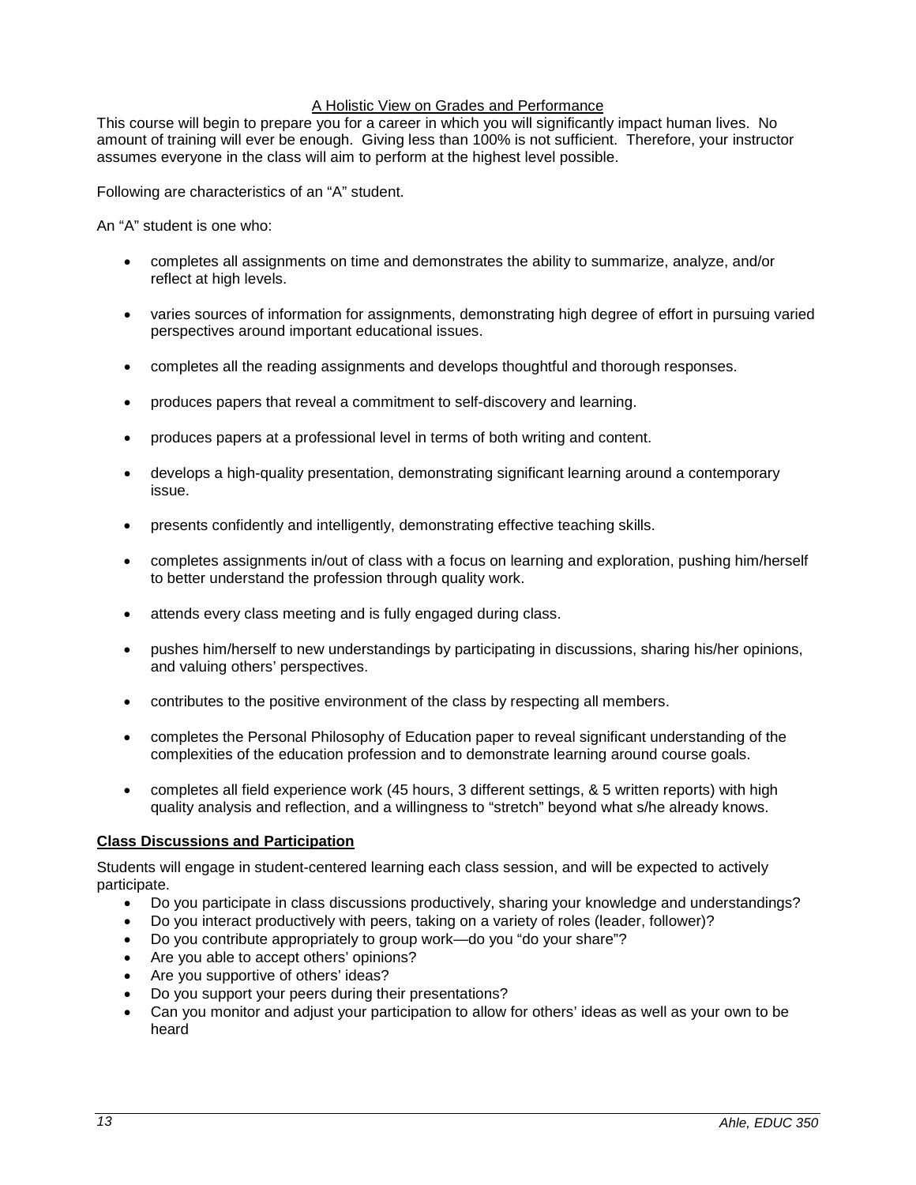## A Holistic View on Grades and Performance

This course will begin to prepare you for a career in which you will significantly impact human lives. No amount of training will ever be enough. Giving less than 100% is not sufficient. Therefore, your instructor assumes everyone in the class will aim to perform at the highest level possible.

Following are characteristics of an "A" student.

An "A" student is one who:

- completes all assignments on time and demonstrates the ability to summarize, analyze, and/or reflect at high levels.
- varies sources of information for assignments, demonstrating high degree of effort in pursuing varied perspectives around important educational issues.
- completes all the reading assignments and develops thoughtful and thorough responses.
- produces papers that reveal a commitment to self-discovery and learning.
- produces papers at a professional level in terms of both writing and content.
- develops a high-quality presentation, demonstrating significant learning around a contemporary issue.
- presents confidently and intelligently, demonstrating effective teaching skills.
- completes assignments in/out of class with a focus on learning and exploration, pushing him/herself to better understand the profession through quality work.
- attends every class meeting and is fully engaged during class.
- pushes him/herself to new understandings by participating in discussions, sharing his/her opinions, and valuing others' perspectives.
- contributes to the positive environment of the class by respecting all members.
- completes the Personal Philosophy of Education paper to reveal significant understanding of the complexities of the education profession and to demonstrate learning around course goals.
- completes all field experience work (45 hours, 3 different settings, & 5 written reports) with high quality analysis and reflection, and a willingness to "stretch" beyond what s/he already knows.

### Class Discussions and Participation

Students will engage in student-centered learning each class session, and will be expected to actively participate.

- Do you participate in class discussions productively, sharing your knowledge and understandings?
- Do you interact productively with peers, taking on a variety of roles (leader, follower)?
- Do you contribute appropriately to group work—do you "do your share"?
- Are you able to accept others' opinions?
- Are you supportive of others' ideas?
- Do you support your peers during their presentations?
- Can you monitor and adjust your participation to allow for others' ideas as well as your own to be heard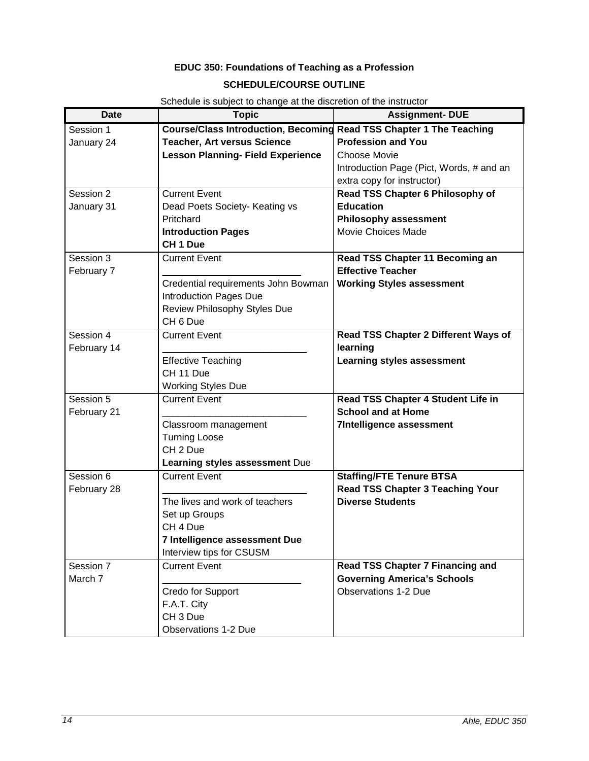**EDUC 350: Foundations of Teaching as a Profession**

**SCHEDULE/COURSE OUTLINE**

Schedule is subject to change at the discretion of the instructor

| Date | Topic | Assignment- DUE |
|---|---|---|
| Session 1<br>January 24 | **Course/Class Introduction, Becoming Teacher, Art versus Science**<br>**Lesson Planning- Field Experience** | **Read TSS Chapter 1 The Teaching Profession and You**<br>Choose Movie<br>Introduction Page (Pict, Words, # and an extra copy for instructor) |
| Session 2<br>January 31 | Current Event<br>Dead Poets Society- Keating vs Pritchard<br>**Introduction Pages**<br>**CH 1 Due** | **Read TSS Chapter 6 Philosophy of Education**<br>**Philosophy assessment**<br>Movie Choices Made |
| Session 3<br>February 7 | Current Event<br>\_\_\_\_\_\_\_\_\_\_\_\_\_\_\_\_\_\_\_\_\_\_\_\_\_<br>Credential requirements John Bowman<br>Introduction Pages Due<br>Review Philosophy Styles Due<br>CH 6 Due | **Read TSS Chapter 11 Becoming an Effective Teacher**<br>**Working Styles assessment** |
| Session 4<br>February 14 | Current Event<br>\_\_\_\_\_\_\_\_\_\_\_\_\_\_\_\_\_\_\_\_\_\_\_\_\_<br>Effective Teaching<br>CH 11 Due<br>Working Styles Due | **Read TSS Chapter 2 Different Ways of learning**<br>**Learning styles assessment** |
| Session 5<br>February 21 | Current Event<br>\_\_\_\_\_\_\_\_\_\_\_\_\_\_\_\_\_\_\_\_\_\_\_\_\_<br>Classroom management<br>Turning Loose<br>CH 2 Due<br>**Learning styles assessment** Due | **Read TSS Chapter 4 Student Life in School and at Home**<br>**7Intelligence assessment** |
| Session 6<br>February 28 | Current Event<br>\_\_\_\_\_\_\_\_\_\_\_\_\_\_\_\_\_\_\_\_\_\_\_\_\_<br>The lives and work of teachers<br>Set up Groups<br>CH 4 Due<br>**7 Intelligence assessment Due**<br>Interview tips for CSUSM | **Staffing/FTE Tenure BTSA**<br>**Read TSS Chapter 3 Teaching Your Diverse Students** |
| Session 7<br>March 7 | Current Event<br>\_\_\_\_\_\_\_\_\_\_\_\_\_\_\_\_\_\_\_\_\_\_\_\_\_<br>Credo for Support<br>F.A.T. City<br>CH 3 Due<br>Observations 1-2 Due | **Read TSS Chapter 7 Financing and Governing America's Schools**<br>Observations 1-2 Due |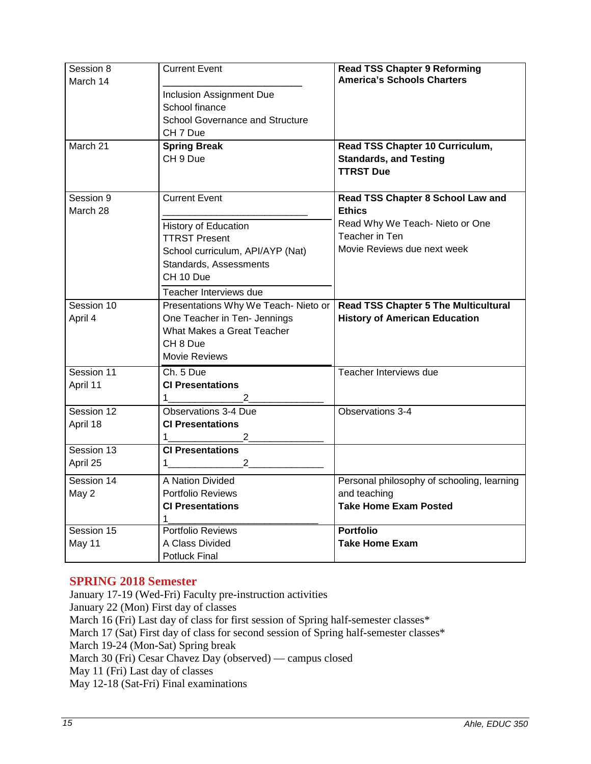| Session 8<br>March 14 | Current Event<br>\_\_\_\_\_\_\_\_\_\_\_\_\_\_\_\_\_\_\_\_\_\_\_\_\_<br>Inclusion Assignment Due<br>School finance<br>School Governance and Structure<br>CH 7 Due | **Read TSS Chapter 9 Reforming America's Schools Charters** |
|---|---|---|
| March 21 | **Spring Break**<br>CH 9 Due | **Read TSS Chapter 10 Curriculum, Standards, and Testing**<br>**TTRST Due** |
| Session 9<br>March 28 | Current Event<br>\_\_\_\_\_\_\_\_\_\_\_\_\_\_\_\_\_\_\_\_\_\_\_\_\_<br>History of Education<br>TTRST Present<br>School curriculum, API/AYP (Nat)<br>Standards, Assessments<br>CH 10 Due<br>Teacher Interviews due | **Read TSS Chapter 8 School Law and Ethics**<br>Read Why We Teach- Nieto or One Teacher in Ten<br>Movie Reviews due next week |
| Session 10<br>April 4 | Presentations Why We Teach- Nieto or One Teacher in Ten- Jennings<br>What Makes a Great Teacher<br>CH 8 Due<br>Movie Reviews | **Read TSS Chapter 5 The Multicultural History of American Education** |
| Session 11<br>April 11 | Ch. 5 Due<br>**CI Presentations**<br>1\_\_\_\_\_\_\_\_\_\_\_\_\_2\_\_\_\_\_\_\_\_\_\_\_\_\_ | Teacher Interviews due |
| Session 12<br>April 18 | Observations 3-4 Due<br>**CI Presentations**<br>1\_\_\_\_\_\_\_\_\_\_\_\_\_2\_\_\_\_\_\_\_\_\_\_\_\_\_ | Observations 3-4 |
| Session 13<br>April 25 | **CI Presentations**<br>1\_\_\_\_\_\_\_\_\_\_\_\_\_2\_\_\_\_\_\_\_\_\_\_\_\_\_ | |
| Session 14<br>May 2 | A Nation Divided<br>Portfolio Reviews<br>**CI Presentations**<br>1\_\_\_\_\_\_\_\_\_\_\_\_\_\_\_\_\_\_\_\_\_\_\_\_\_ | Personal philosophy of schooling, learning and teaching<br>**Take Home Exam Posted** |
| Session 15<br>May 11 | Portfolio Reviews<br>A Class Divided<br>Potluck Final | **Portfolio**<br>**Take Home Exam** |

## SPRING 2018 Semester

January 17-19 (Wed-Fri) Faculty pre-instruction activities
January 22 (Mon) First day of classes
March 16 (Fri) Last day of class for first session of Spring half-semester classes*
March 17 (Sat) First day of class for second session of Spring half-semester classes*
March 19-24 (Mon-Sat) Spring break
March 30 (Fri) Cesar Chavez Day (observed) — campus closed
May 11 (Fri) Last day of classes
May 12-18 (Sat-Fri) Final examinations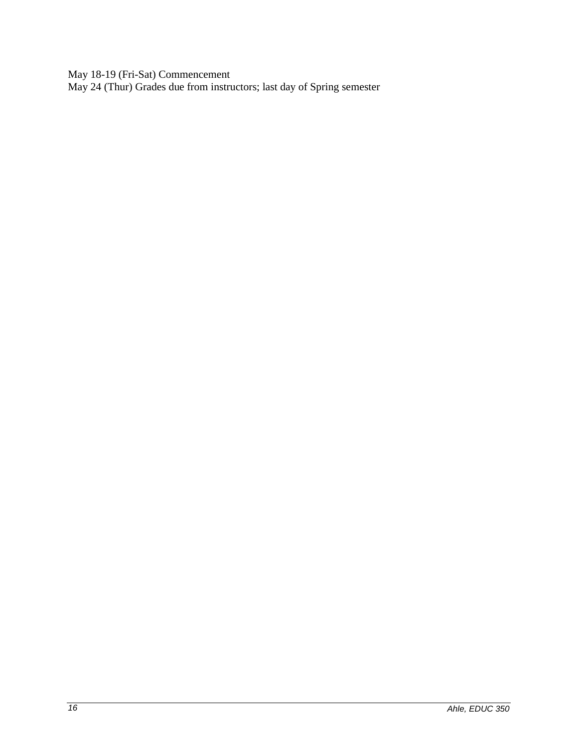May 18-19 (Fri-Sat) Commencement
May 24 (Thur) Grades due from instructors; last day of Spring semester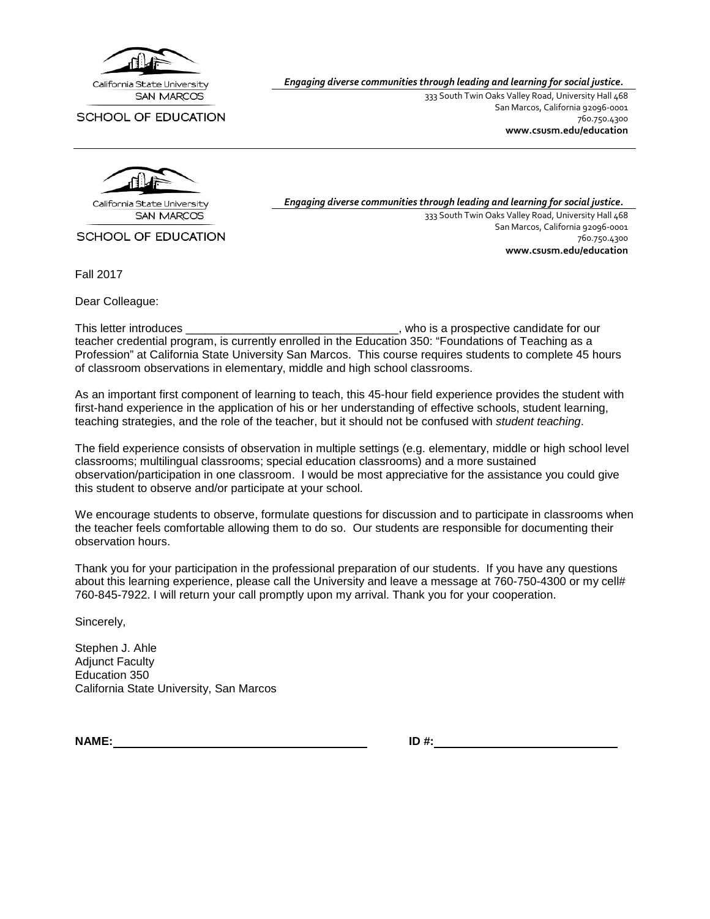California State University SAN MARCOS

SCHOOL OF EDUCATION

*Engaging diverse communities through leading and learning for social justice.*

333 South Twin Oaks Valley Road, University Hall 468
San Marcos, California 92096-0001
760.750.4300
**www.csusm.edu/education**

California State University SAN MARCOS

SCHOOL OF EDUCATION

*Engaging diverse communities through leading and learning for social justice.*

333 South Twin Oaks Valley Road, University Hall 468
San Marcos, California 92096-0001
760.750.4300
**www.csusm.edu/education**

Fall 2017

Dear Colleague:

This letter introduces _________________________________, who is a prospective candidate for our teacher credential program, is currently enrolled in the Education 350: "Foundations of Teaching as a Profession" at California State University San Marcos. This course requires students to complete 45 hours of classroom observations in elementary, middle and high school classrooms.

As an important first component of learning to teach, this 45-hour field experience provides the student with first-hand experience in the application of his or her understanding of effective schools, student learning, teaching strategies, and the role of the teacher, but it should not be confused with *student teaching*.

The field experience consists of observation in multiple settings (e.g. elementary, middle or high school level classrooms; multilingual classrooms; special education classrooms) and a more sustained observation/participation in one classroom. I would be most appreciative for the assistance you could give this student to observe and/or participate at your school.

We encourage students to observe, formulate questions for discussion and to participate in classrooms when the teacher feels comfortable allowing them to do so. Our students are responsible for documenting their observation hours.

Thank you for your participation in the professional preparation of our students. If you have any questions about this learning experience, please call the University and leave a message at 760-750-4300 or my cell# 760-845-7922. I will return your call promptly upon my arrival. Thank you for your cooperation.

Sincerely,

Stephen J. Ahle
Adjunct Faculty
Education 350
California State University, San Marcos

**NAME:** ________________________________________ **ID #:** ____________________________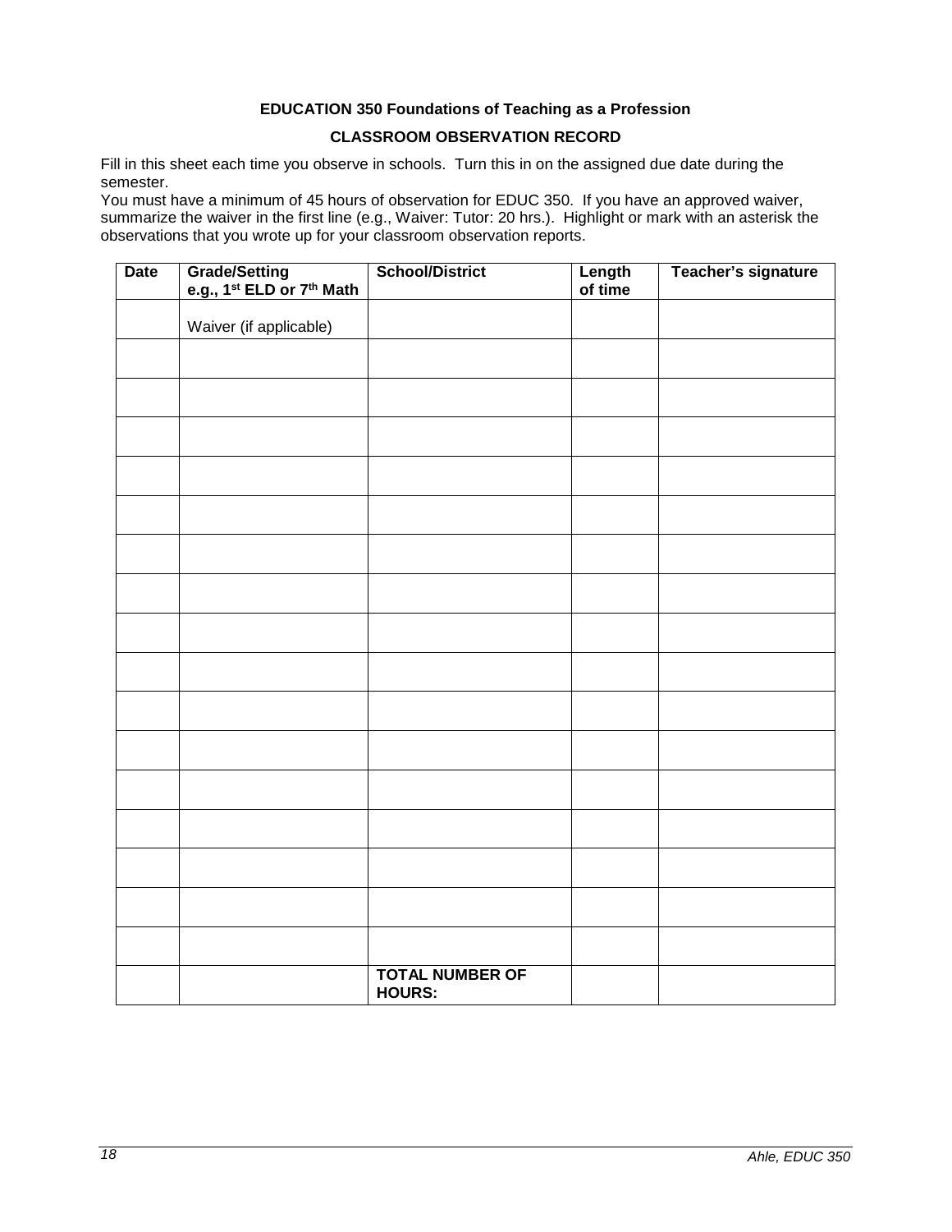**EDUCATION 350 Foundations of Teaching as a Profession**

**CLASSROOM OBSERVATION RECORD**

Fill in this sheet each time you observe in schools. Turn this in on the assigned due date during the semester.

You must have a minimum of 45 hours of observation for EDUC 350. If you have an approved waiver, summarize the waiver in the first line (e.g., Waiver: Tutor: 20 hrs.). Highlight or mark with an asterisk the observations that you wrote up for your classroom observation reports.

| Date | Grade/Setting e.g., 1st ELD or 7th Math | School/District | Length of time | Teacher's signature |
|---|---|---|---|---|
| | Waiver (if applicable) | | | |
| | | | | |
| | | | | |
| | | | | |
| | | | | |
| | | | | |
| | | | | |
| | | | | |
| | | | | |
| | | | | |
| | | | | |
| | | | | |
| | | | | |
| | | | | |
| | | | | |
| | | | | |
| | | | | |
| | | **TOTAL NUMBER OF HOURS:** | | |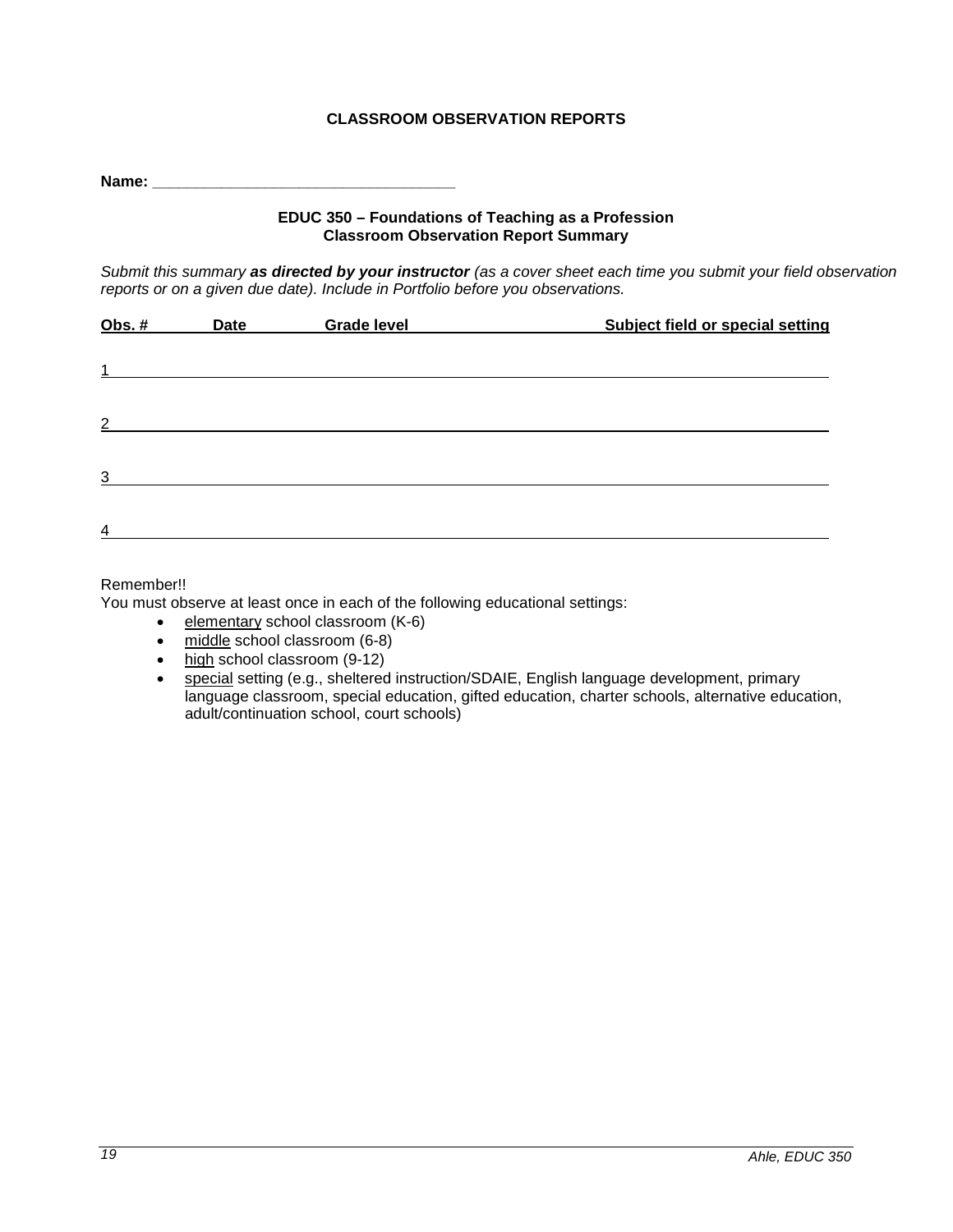# CLASSROOM OBSERVATION REPORTS

**Name: ___________________________________**

**EDUC 350 – Foundations of Teaching as a Profession**
**Classroom Observation Report Summary**

*Submit this summary* ***as directed by your instructor*** *(as a cover sheet each time you submit your field observation reports or on a given due date). Include in Portfolio before you observations.*

| Obs. # | Date | Grade level | Subject field or special setting |
| --- | --- | --- | --- |
| 1 | | | |
| 2 | | | |
| 3 | | | |
| 4 | | | |

Remember!!
You must observe at least once in each of the following educational settings:

- elementary school classroom (K-6)
- middle school classroom (6-8)
- high school classroom (9-12)
- special setting (e.g., sheltered instruction/SDAIE, English language development, primary language classroom, special education, gifted education, charter schools, alternative education, adult/continuation school, court schools)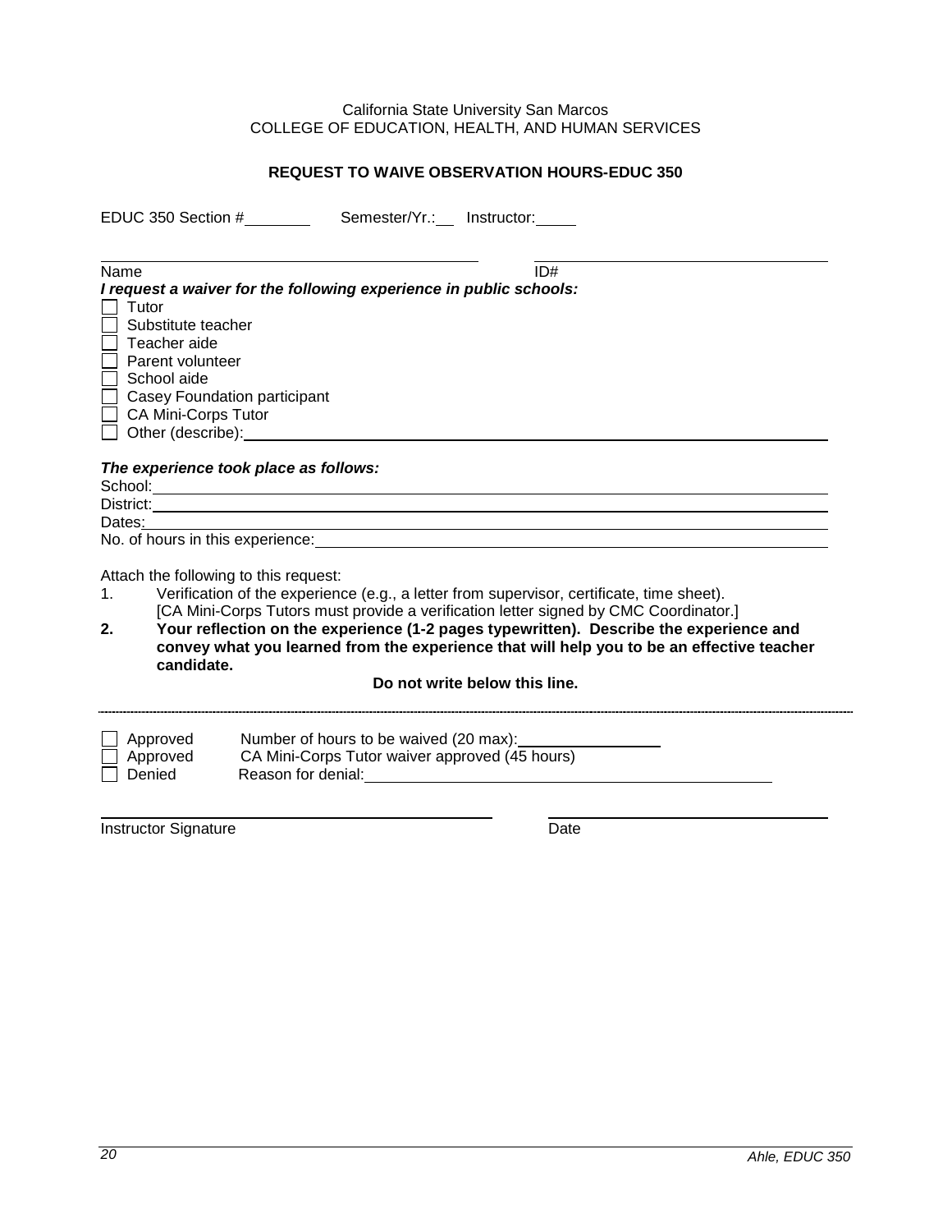California State University San Marcos
COLLEGE OF EDUCATION, HEALTH, AND HUMAN SERVICES

**REQUEST TO WAIVE OBSERVATION HOURS-EDUC 350**

EDUC 350 Section #________ Semester/Yr.:___ Instructor:_____

______________________________________________ ______________________________________

Name ID#

***I request a waiver for the following experience in public schools:***

- ☐ Tutor
- ☐ Substitute teacher
- ☐ Teacher aide
- ☐ Parent volunteer
- ☐ School aide
- ☐ Casey Foundation participant
- ☐ CA Mini-Corps Tutor
- ☐ Other (describe):______________________________________________________________

***The experience took place as follows:***

School:______________________________________________________________________

District:_____________________________________________________________________

Dates:_______________________________________________________________________

No. of hours in this experience:________________________________________________

Attach the following to this request:

1. Verification of the experience (e.g., a letter from supervisor, certificate, time sheet).
   [CA Mini-Corps Tutors must provide a verification letter signed by CMC Coordinator.]
2. **Your reflection on the experience (1-2 pages typewritten). Describe the experience and convey what you learned from the experience that will help you to be an effective teacher candidate.**

**Do not write below this line.**

---

- ☐ Approved Number of hours to be waived (20 max):________________
- ☐ Approved CA Mini-Corps Tutor waiver approved (45 hours)
- ☐ Denied Reason for denial:______________________________________________

______________________________________________ ______________________________________

Instructor Signature Date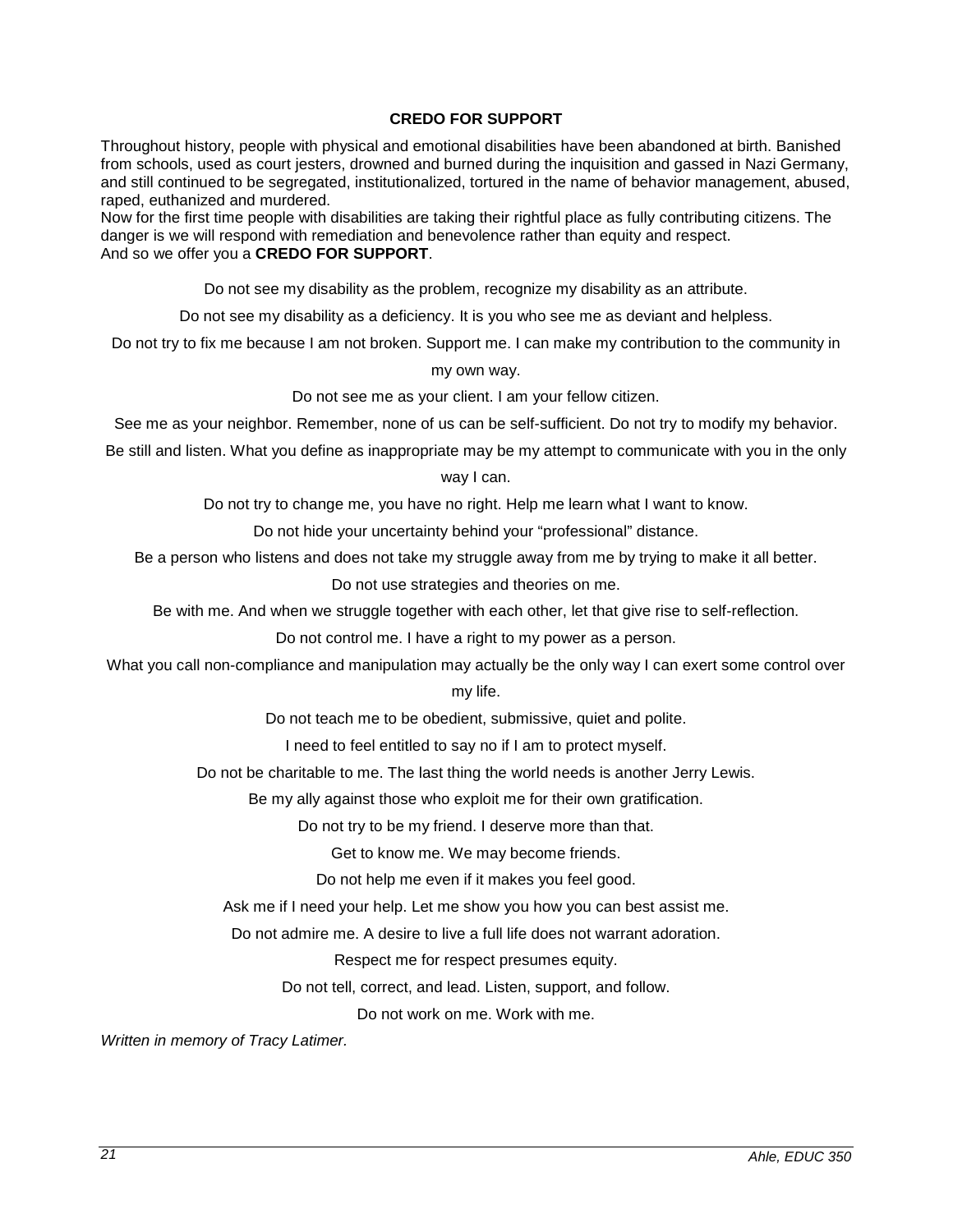**CREDO FOR SUPPORT**

Throughout history, people with physical and emotional disabilities have been abandoned at birth. Banished from schools, used as court jesters, drowned and burned during the inquisition and gassed in Nazi Germany, and still continued to be segregated, institutionalized, tortured in the name of behavior management, abused, raped, euthanized and murdered.
Now for the first time people with disabilities are taking their rightful place as fully contributing citizens. The danger is we will respond with remediation and benevolence rather than equity and respect.
And so we offer you a **CREDO FOR SUPPORT**.

Do not see my disability as the problem, recognize my disability as an attribute.

Do not see my disability as a deficiency. It is you who see me as deviant and helpless.

Do not try to fix me because I am not broken. Support me. I can make my contribution to the community in my own way.

Do not see me as your client. I am your fellow citizen.

See me as your neighbor. Remember, none of us can be self-sufficient. Do not try to modify my behavior.

Be still and listen. What you define as inappropriate may be my attempt to communicate with you in the only way I can.

Do not try to change me, you have no right. Help me learn what I want to know.

Do not hide your uncertainty behind your "professional" distance.

Be a person who listens and does not take my struggle away from me by trying to make it all better.

Do not use strategies and theories on me.

Be with me. And when we struggle together with each other, let that give rise to self-reflection.

Do not control me. I have a right to my power as a person.

What you call non-compliance and manipulation may actually be the only way I can exert some control over my life.

Do not teach me to be obedient, submissive, quiet and polite.

I need to feel entitled to say no if I am to protect myself.

Do not be charitable to me. The last thing the world needs is another Jerry Lewis.

Be my ally against those who exploit me for their own gratification.

Do not try to be my friend. I deserve more than that.

Get to know me. We may become friends.

Do not help me even if it makes you feel good.

Ask me if I need your help. Let me show you how you can best assist me.

Do not admire me. A desire to live a full life does not warrant adoration.

Respect me for respect presumes equity.

Do not tell, correct, and lead. Listen, support, and follow.

Do not work on me. Work with me.

*Written in memory of Tracy Latimer.*